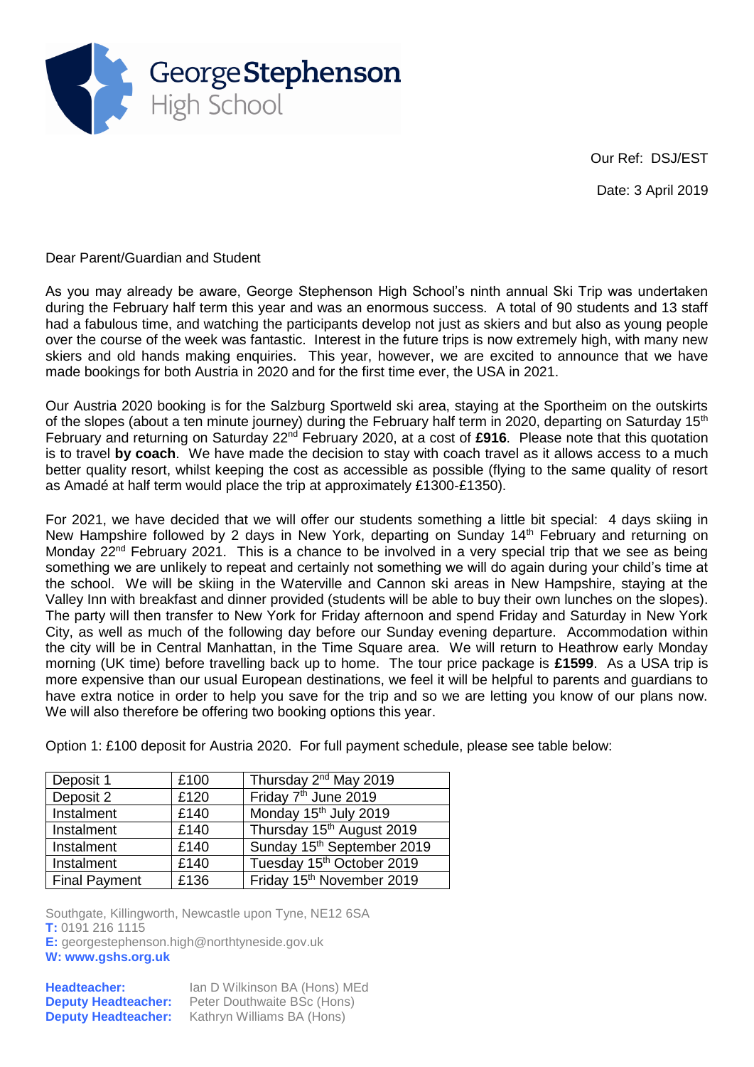George Stephenson High School

Our Ref: DSJ/EST

Date: 3 April 2019

Dear Parent/Guardian and Student

As you may already be aware, George Stephenson High School's ninth annual Ski Trip was undertaken during the February half term this year and was an enormous success. A total of 90 students and 13 staff had a fabulous time, and watching the participants develop not just as skiers and but also as young people over the course of the week was fantastic. Interest in the future trips is now extremely high, with many new skiers and old hands making enquiries. This year, however, we are excited to announce that we have made bookings for both Austria in 2020 and for the first time ever, the USA in 2021.

Our Austria 2020 booking is for the Salzburg Sportweld ski area, staying at the Sportheim on the outskirts of the slopes (about a ten minute journey) during the February half term in 2020, departing on Saturday 15th February and returning on Saturday 22nd February 2020, at a cost of **£916**. Please note that this quotation is to travel **by coach**. We have made the decision to stay with coach travel as it allows access to a much better quality resort, whilst keeping the cost as accessible as possible (flying to the same quality of resort as Amadé at half term would place the trip at approximately £1300-£1350).

For 2021, we have decided that we will offer our students something a little bit special: 4 days skiing in New Hampshire followed by 2 days in New York, departing on Sunday 14th February and returning on Monday 22nd February 2021. This is a chance to be involved in a very special trip that we see as being something we are unlikely to repeat and certainly not something we will do again during your child's time at the school. We will be skiing in the Waterville and Cannon ski areas in New Hampshire, staying at the Valley Inn with breakfast and dinner provided (students will be able to buy their own lunches on the slopes). The party will then transfer to New York for Friday afternoon and spend Friday and Saturday in New York City, as well as much of the following day before our Sunday evening departure. Accommodation within the city will be in Central Manhattan, in the Time Square area. We will return to Heathrow early Monday morning (UK time) before travelling back up to home. The tour price package is **£1599**. As a USA trip is more expensive than our usual European destinations, we feel it will be helpful to parents and guardians to have extra notice in order to help you save for the trip and so we are letting you know of our plans now. We will also therefore be offering two booking options this year.

Option 1: £100 deposit for Austria 2020. For full payment schedule, please see table below:

| Deposit 1 | £100 | Thursday 2nd May 2019 |
|---|---|---|
| Deposit 2 | £120 | Friday 7th June 2019 |
| Instalment | £140 | Monday 15th July 2019 |
| Instalment | £140 | Thursday 15th August 2019 |
| Instalment | £140 | Sunday 15th September 2019 |
| Instalment | £140 | Tuesday 15th October 2019 |
| Final Payment | £136 | Friday 15th November 2019 |

Southgate, Killingworth, Newcastle upon Tyne, NE12 6SA
**T:** 0191 216 1115
**E:** georgestephenson.high@northtyneside.gov.uk
**W: www.gshs.org.uk**

**Headteacher:** Ian D Wilkinson BA (Hons) MEd
**Deputy Headteacher:** Peter Douthwaite BSc (Hons)
**Deputy Headteacher:** Kathryn Williams BA (Hons)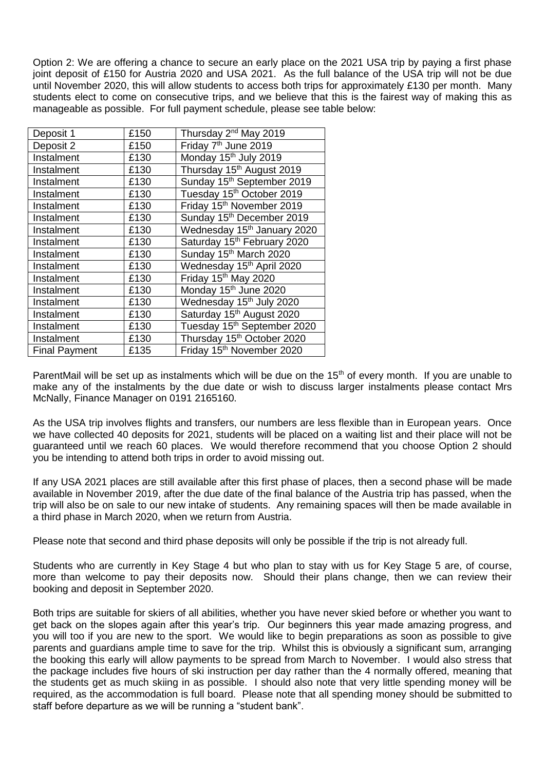Option 2: We are offering a chance to secure an early place on the 2021 USA trip by paying a first phase joint deposit of £150 for Austria 2020 and USA 2021. As the full balance of the USA trip will not be due until November 2020, this will allow students to access both trips for approximately £130 per month. Many students elect to come on consecutive trips, and we believe that this is the fairest way of making this as manageable as possible. For full payment schedule, please see table below:

| | | |
|---|---|---|
| Deposit 1 | £150 | Thursday 2nd May 2019 |
| Deposit 2 | £150 | Friday 7th June 2019 |
| Instalment | £130 | Monday 15th July 2019 |
| Instalment | £130 | Thursday 15th August 2019 |
| Instalment | £130 | Sunday 15th September 2019 |
| Instalment | £130 | Tuesday 15th October 2019 |
| Instalment | £130 | Friday 15th November 2019 |
| Instalment | £130 | Sunday 15th December 2019 |
| Instalment | £130 | Wednesday 15th January 2020 |
| Instalment | £130 | Saturday 15th February 2020 |
| Instalment | £130 | Sunday 15th March 2020 |
| Instalment | £130 | Wednesday 15th April 2020 |
| Instalment | £130 | Friday 15th May 2020 |
| Instalment | £130 | Monday 15th June 2020 |
| Instalment | £130 | Wednesday 15th July 2020 |
| Instalment | £130 | Saturday 15th August 2020 |
| Instalment | £130 | Tuesday 15th September 2020 |
| Instalment | £130 | Thursday 15th October 2020 |
| Final Payment | £135 | Friday 15th November 2020 |

ParentMail will be set up as instalments which will be due on the 15th of every month. If you are unable to make any of the instalments by the due date or wish to discuss larger instalments please contact Mrs McNally, Finance Manager on 0191 2165160.

As the USA trip involves flights and transfers, our numbers are less flexible than in European years. Once we have collected 40 deposits for 2021, students will be placed on a waiting list and their place will not be guaranteed until we reach 60 places. We would therefore recommend that you choose Option 2 should you be intending to attend both trips in order to avoid missing out.

If any USA 2021 places are still available after this first phase of places, then a second phase will be made available in November 2019, after the due date of the final balance of the Austria trip has passed, when the trip will also be on sale to our new intake of students. Any remaining spaces will then be made available in a third phase in March 2020, when we return from Austria.

Please note that second and third phase deposits will only be possible if the trip is not already full.

Students who are currently in Key Stage 4 but who plan to stay with us for Key Stage 5 are, of course, more than welcome to pay their deposits now. Should their plans change, then we can review their booking and deposit in September 2020.

Both trips are suitable for skiers of all abilities, whether you have never skied before or whether you want to get back on the slopes again after this year's trip. Our beginners this year made amazing progress, and you will too if you are new to the sport. We would like to begin preparations as soon as possible to give parents and guardians ample time to save for the trip. Whilst this is obviously a significant sum, arranging the booking this early will allow payments to be spread from March to November. I would also stress that the package includes five hours of ski instruction per day rather than the 4 normally offered, meaning that the students get as much skiing in as possible. I should also note that very little spending money will be required, as the accommodation is full board. Please note that all spending money should be submitted to staff before departure as we will be running a "student bank".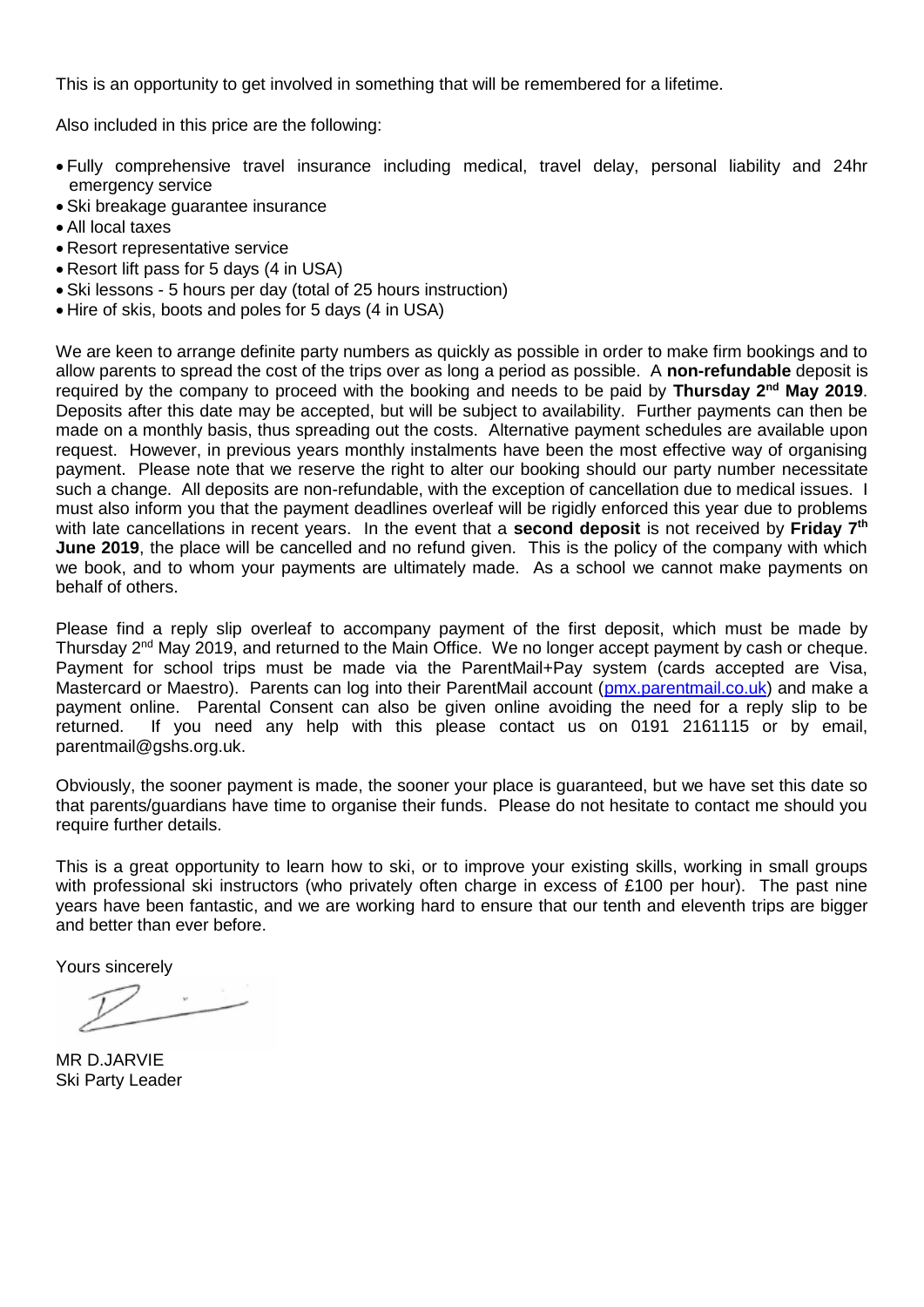This is an opportunity to get involved in something that will be remembered for a lifetime.

Also included in this price are the following:

- Fully comprehensive travel insurance including medical, travel delay, personal liability and 24hr emergency service
- Ski breakage guarantee insurance
- All local taxes
- Resort representative service
- Resort lift pass for 5 days (4 in USA)
- Ski lessons - 5 hours per day (total of 25 hours instruction)
- Hire of skis, boots and poles for 5 days (4 in USA)

We are keen to arrange definite party numbers as quickly as possible in order to make firm bookings and to allow parents to spread the cost of the trips over as long a period as possible. A **non-refundable** deposit is required by the company to proceed with the booking and needs to be paid by **Thursday 2nd May 2019**. Deposits after this date may be accepted, but will be subject to availability. Further payments can then be made on a monthly basis, thus spreading out the costs. Alternative payment schedules are available upon request. However, in previous years monthly instalments have been the most effective way of organising payment. Please note that we reserve the right to alter our booking should our party number necessitate such a change. All deposits are non-refundable, with the exception of cancellation due to medical issues. I must also inform you that the payment deadlines overleaf will be rigidly enforced this year due to problems with late cancellations in recent years. In the event that a **second deposit** is not received by **Friday 7th June 2019**, the place will be cancelled and no refund given. This is the policy of the company with which we book, and to whom your payments are ultimately made. As a school we cannot make payments on behalf of others.

Please find a reply slip overleaf to accompany payment of the first deposit, which must be made by Thursday 2nd May 2019, and returned to the Main Office. We no longer accept payment by cash or cheque. Payment for school trips must be made via the ParentMail+Pay system (cards accepted are Visa, Mastercard or Maestro). Parents can log into their ParentMail account ([pmx.parentmail.co.uk](pmx.parentmail.co.uk)) and make a payment online. Parental Consent can also be given online avoiding the need for a reply slip to be returned. If you need any help with this please contact us on 0191 2161115 or by email, parentmail@gshs.org.uk.

Obviously, the sooner payment is made, the sooner your place is guaranteed, but we have set this date so that parents/guardians have time to organise their funds. Please do not hesitate to contact me should you require further details.

This is a great opportunity to learn how to ski, or to improve your existing skills, working in small groups with professional ski instructors (who privately often charge in excess of £100 per hour). The past nine years have been fantastic, and we are working hard to ensure that our tenth and eleventh trips are bigger and better than ever before.

Yours sincerely

MR D.JARVIE
Ski Party Leader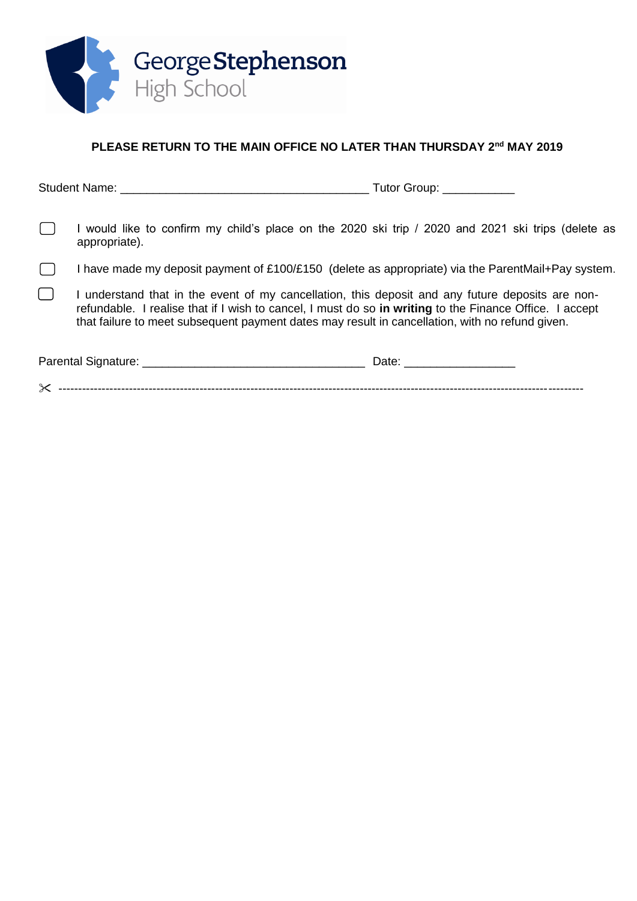George Stephenson High School

**PLEASE RETURN TO THE MAIN OFFICE NO LATER THAN THURSDAY 2nd MAY 2019**

Student Name: _______________________________________ Tutor Group: ___________

- ☐ I would like to confirm my child's place on the 2020 ski trip / 2020 and 2021 ski trips (delete as appropriate).
- ☐ I have made my deposit payment of £100/£150 (delete as appropriate) via the ParentMail+Pay system.
- ☐ I understand that in the event of my cancellation, this deposit and any future deposits are non-refundable. I realise that if I wish to cancel, I must do so **in writing** to the Finance Office. I accept that failure to meet subsequent payment dates may result in cancellation, with no refund given.

Parental Signature: __________________________________ Date: _________________

✂ --------------------------------------------------------------------------------------------------------------------------------